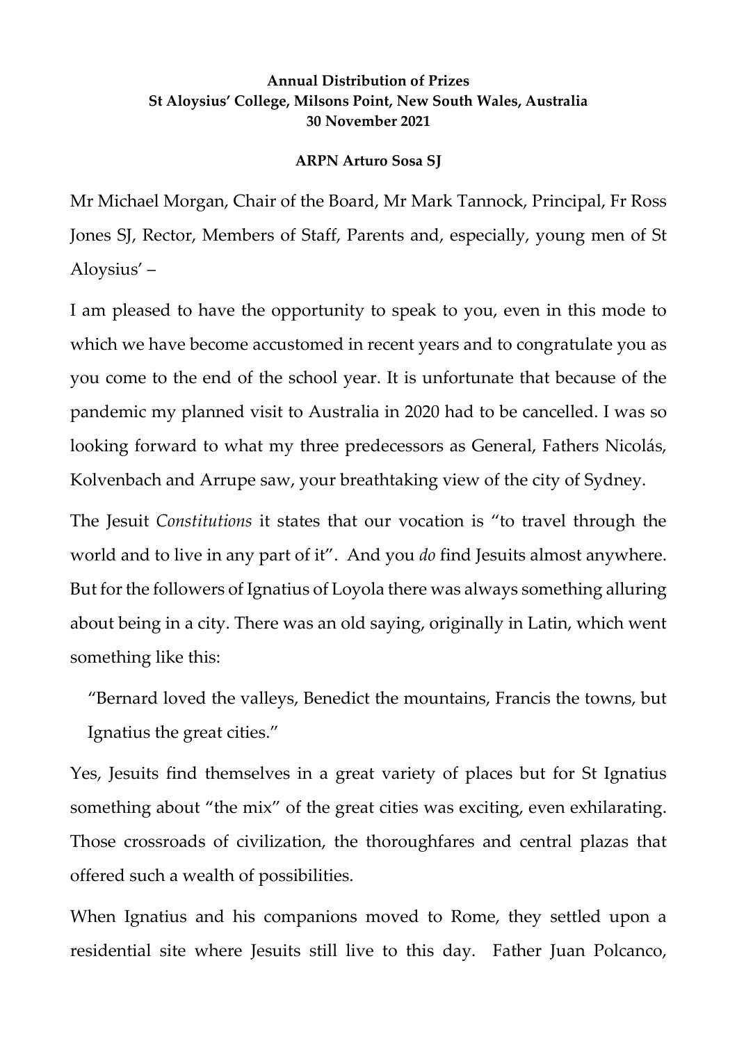**Annual Distribution of Prizes**
**St Aloysius' College, Milsons Point, New South Wales, Australia**
**30 November 2021**

**ARPN Arturo Sosa SJ**

Mr Michael Morgan, Chair of the Board, Mr Mark Tannock, Principal, Fr Ross Jones SJ, Rector, Members of Staff, Parents and, especially, young men of St Aloysius' –

I am pleased to have the opportunity to speak to you, even in this mode to which we have become accustomed in recent years and to congratulate you as you come to the end of the school year. It is unfortunate that because of the pandemic my planned visit to Australia in 2020 had to be cancelled. I was so looking forward to what my three predecessors as General, Fathers Nicolás, Kolvenbach and Arrupe saw, your breathtaking view of the city of Sydney.

The Jesuit *Constitutions* it states that our vocation is "to travel through the world and to live in any part of it". And you *do* find Jesuits almost anywhere. But for the followers of Ignatius of Loyola there was always something alluring about being in a city. There was an old saying, originally in Latin, which went something like this:

> "Bernard loved the valleys, Benedict the mountains, Francis the towns, but Ignatius the great cities."

Yes, Jesuits find themselves in a great variety of places but for St Ignatius something about "the mix" of the great cities was exciting, even exhilarating. Those crossroads of civilization, the thoroughfares and central plazas that offered such a wealth of possibilities.

When Ignatius and his companions moved to Rome, they settled upon a residential site where Jesuits still live to this day. Father Juan Polcanco,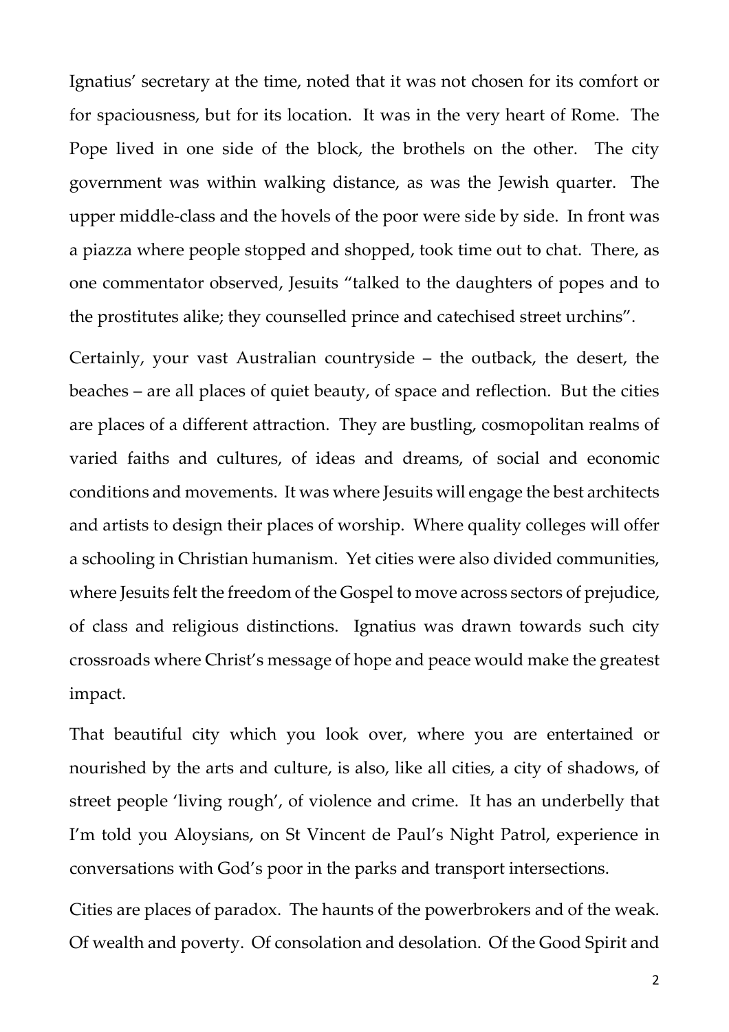Ignatius' secretary at the time, noted that it was not chosen for its comfort or for spaciousness, but for its location. It was in the very heart of Rome. The Pope lived in one side of the block, the brothels on the other. The city government was within walking distance, as was the Jewish quarter. The upper middle-class and the hovels of the poor were side by side. In front was a piazza where people stopped and shopped, took time out to chat. There, as one commentator observed, Jesuits "talked to the daughters of popes and to the prostitutes alike; they counselled prince and catechised street urchins".

Certainly, your vast Australian countryside – the outback, the desert, the beaches – are all places of quiet beauty, of space and reflection. But the cities are places of a different attraction. They are bustling, cosmopolitan realms of varied faiths and cultures, of ideas and dreams, of social and economic conditions and movements. It was where Jesuits will engage the best architects and artists to design their places of worship. Where quality colleges will offer a schooling in Christian humanism. Yet cities were also divided communities, where Jesuits felt the freedom of the Gospel to move across sectors of prejudice, of class and religious distinctions. Ignatius was drawn towards such city crossroads where Christ's message of hope and peace would make the greatest impact.

That beautiful city which you look over, where you are entertained or nourished by the arts and culture, is also, like all cities, a city of shadows, of street people 'living rough', of violence and crime. It has an underbelly that I'm told you Aloysians, on St Vincent de Paul's Night Patrol, experience in conversations with God's poor in the parks and transport intersections.

Cities are places of paradox. The haunts of the powerbrokers and of the weak. Of wealth and poverty. Of consolation and desolation. Of the Good Spirit and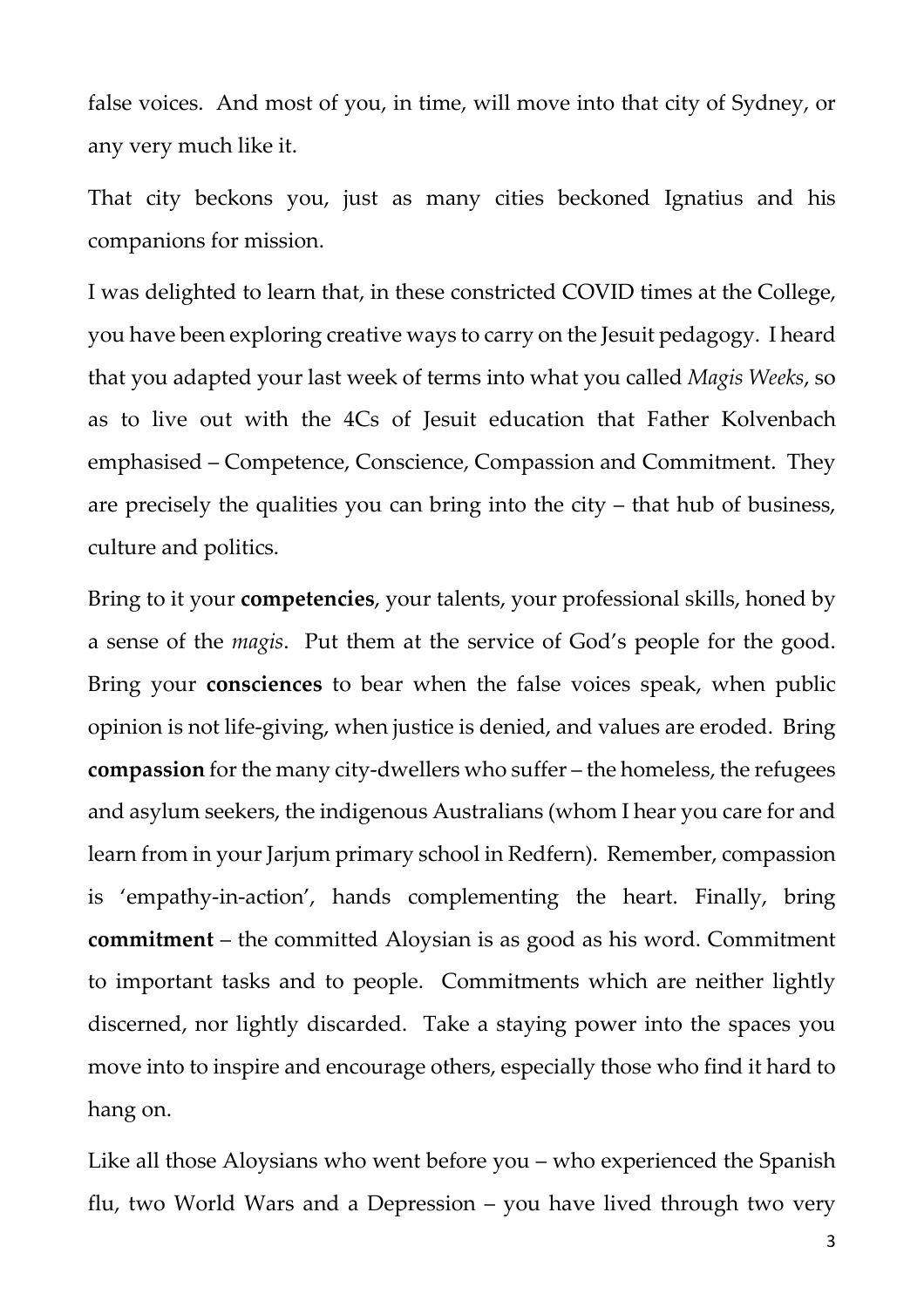false voices. And most of you, in time, will move into that city of Sydney, or any very much like it.

That city beckons you, just as many cities beckoned Ignatius and his companions for mission.

I was delighted to learn that, in these constricted COVID times at the College, you have been exploring creative ways to carry on the Jesuit pedagogy. I heard that you adapted your last week of terms into what you called *Magis Weeks*, so as to live out with the 4Cs of Jesuit education that Father Kolvenbach emphasised – Competence, Conscience, Compassion and Commitment. They are precisely the qualities you can bring into the city – that hub of business, culture and politics.

Bring to it your **competencies**, your talents, your professional skills, honed by a sense of the *magis*. Put them at the service of God's people for the good. Bring your **consciences** to bear when the false voices speak, when public opinion is not life-giving, when justice is denied, and values are eroded. Bring **compassion** for the many city-dwellers who suffer – the homeless, the refugees and asylum seekers, the indigenous Australians (whom I hear you care for and learn from in your Jarjum primary school in Redfern). Remember, compassion is 'empathy-in-action', hands complementing the heart. Finally, bring **commitment** – the committed Aloysian is as good as his word. Commitment to important tasks and to people. Commitments which are neither lightly discerned, nor lightly discarded. Take a staying power into the spaces you move into to inspire and encourage others, especially those who find it hard to hang on.

Like all those Aloysians who went before you – who experienced the Spanish flu, two World Wars and a Depression – you have lived through two very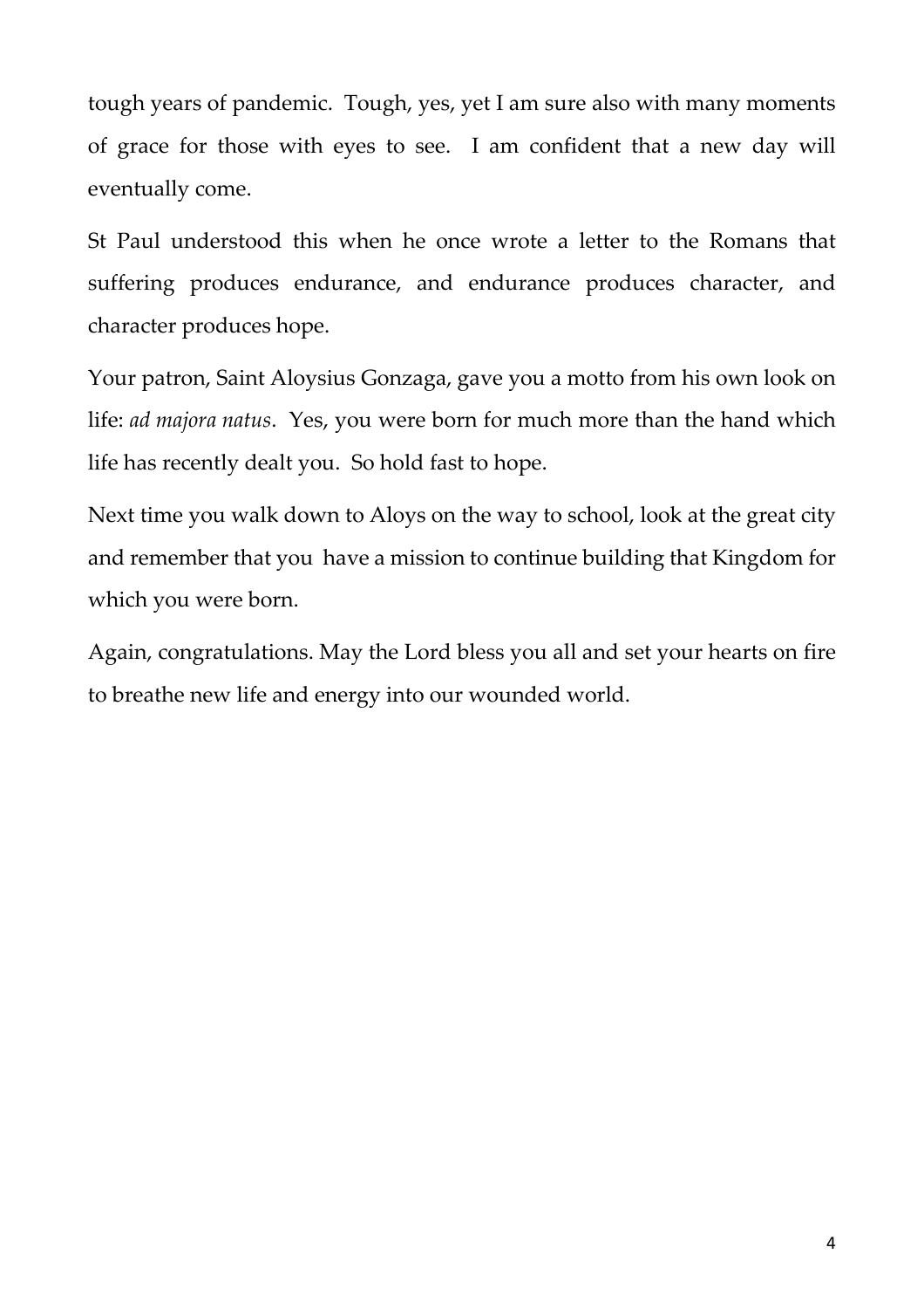tough years of pandemic. Tough, yes, yet I am sure also with many moments of grace for those with eyes to see. I am confident that a new day will eventually come.

St Paul understood this when he once wrote a letter to the Romans that suffering produces endurance, and endurance produces character, and character produces hope.

Your patron, Saint Aloysius Gonzaga, gave you a motto from his own look on life: *ad majora natus*. Yes, you were born for much more than the hand which life has recently dealt you. So hold fast to hope.

Next time you walk down to Aloys on the way to school, look at the great city and remember that you have a mission to continue building that Kingdom for which you were born.

Again, congratulations. May the Lord bless you all and set your hearts on fire to breathe new life and energy into our wounded world.